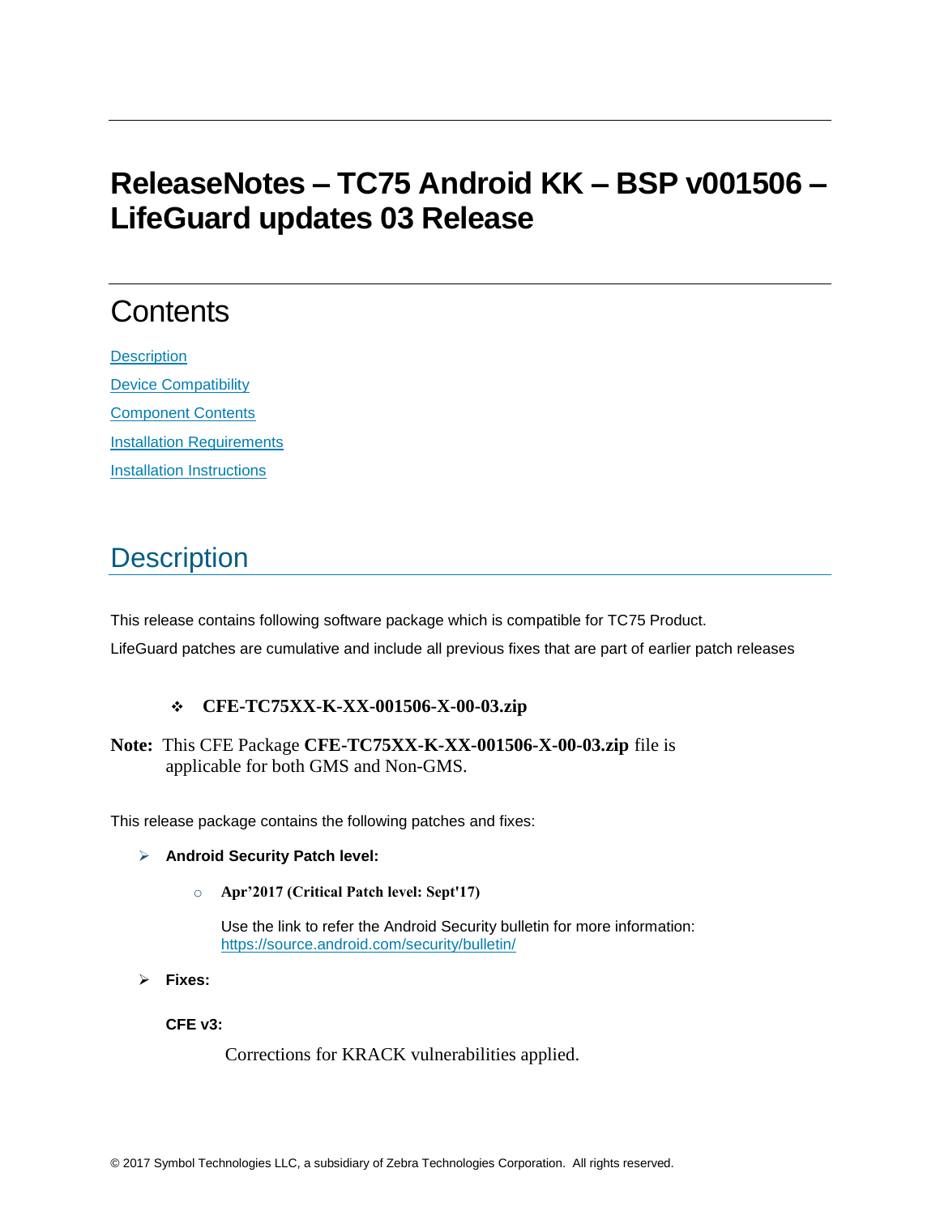# ReleaseNotes – TC75 Android KK – BSP v001506 – LifeGuard updates 03 Release

## Contents

[Description](#description)

[Device Compatibility](#device-compatibility)

[Component Contents](#component-contents)

[Installation Requirements](#installation-requirements)

[Installation Instructions](#installation-instructions)

## Description

This release contains following software package which is compatible for TC75 Product.

LifeGuard patches are cumulative and include all previous fixes that are part of earlier patch releases

- **CFE-TC75XX-K-XX-001506-X-00-03.zip**

**Note:** This CFE Package **CFE-TC75XX-K-XX-001506-X-00-03.zip** file is applicable for both GMS and Non-GMS.

This release package contains the following patches and fixes:

- **Android Security Patch level:**
  - **Apr'2017 (Critical Patch level: Sept'17)**

    Use the link to refer the Android Security bulletin for more information: https://source.android.com/security/bulletin/

- **Fixes:**

  **CFE v3:**

  Corrections for KRACK vulnerabilities applied.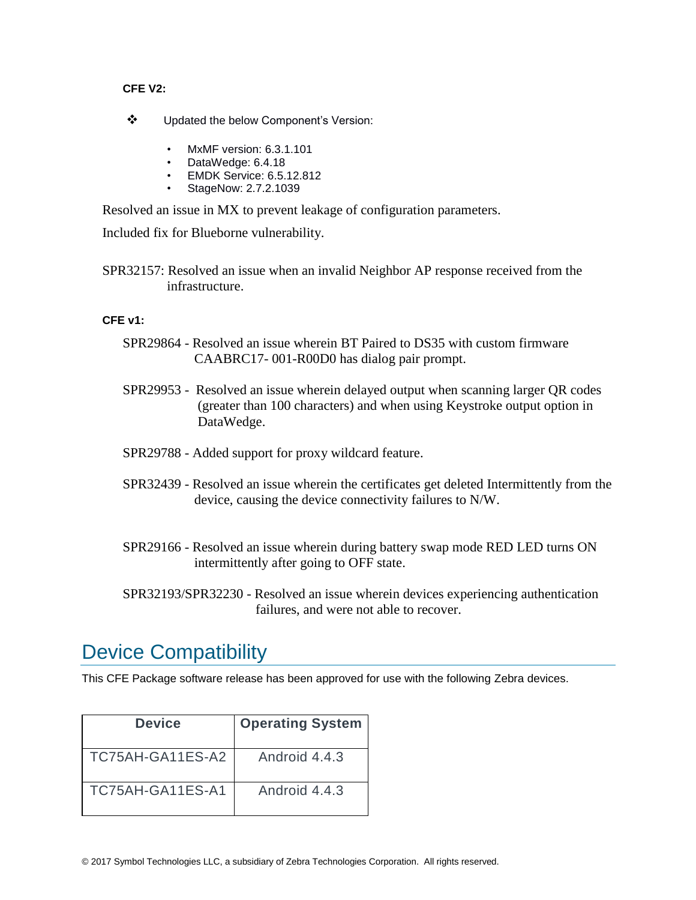**CFE V2:**

- Updated the below Component's Version:
  - MxMF version: 6.3.1.101
  - DataWedge: 6.4.18
  - EMDK Service: 6.5.12.812
  - StageNow: 2.7.2.1039

Resolved an issue in MX to prevent leakage of configuration parameters.

Included fix for Blueborne vulnerability.

SPR32157: Resolved an issue when an invalid Neighbor AP response received from the infrastructure.

**CFE v1:**

SPR29864 - Resolved an issue wherein BT Paired to DS35 with custom firmware CAABRC17- 001-R00D0 has dialog pair prompt.

SPR29953 - Resolved an issue wherein delayed output when scanning larger QR codes (greater than 100 characters) and when using Keystroke output option in DataWedge.

SPR29788 - Added support for proxy wildcard feature.

SPR32439 - Resolved an issue wherein the certificates get deleted Intermittently from the device, causing the device connectivity failures to N/W.

SPR29166 - Resolved an issue wherein during battery swap mode RED LED turns ON intermittently after going to OFF state.

SPR32193/SPR32230 - Resolved an issue wherein devices experiencing authentication failures, and were not able to recover.

# Device Compatibility

This CFE Package software release has been approved for use with the following Zebra devices.

| Device | Operating System |
|---|---|
| TC75AH-GA11ES-A2 | Android 4.4.3 |
| TC75AH-GA11ES-A1 | Android 4.4.3 |

© 2017 Symbol Technologies LLC, a subsidiary of Zebra Technologies Corporation. All rights reserved.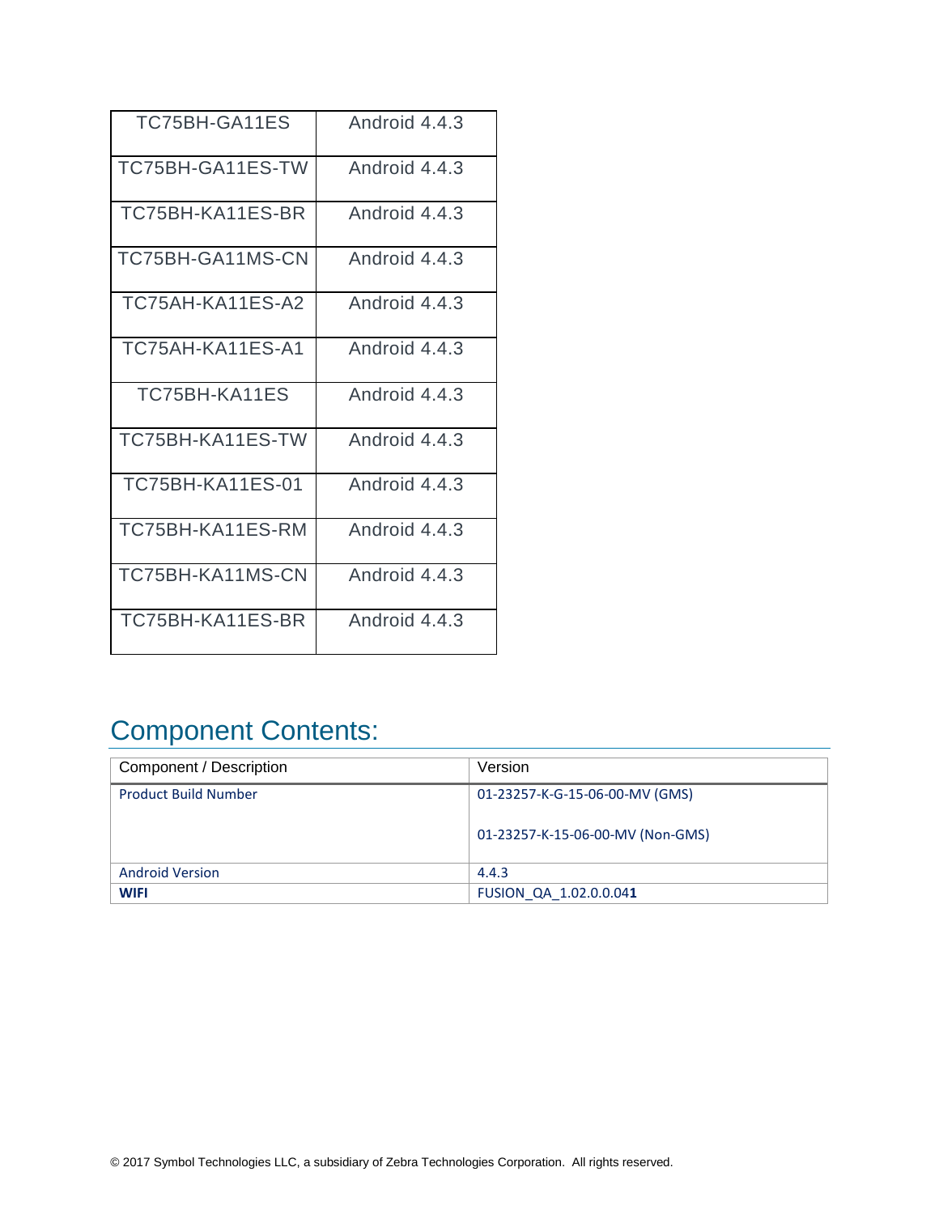| TC75BH-GA11ES | Android 4.4.3 |
| --- | --- |
| TC75BH-GA11ES-TW | Android 4.4.3 |
| TC75BH-KA11ES-BR | Android 4.4.3 |
| TC75BH-GA11MS-CN | Android 4.4.3 |
| TC75AH-KA11ES-A2 | Android 4.4.3 |
| TC75AH-KA11ES-A1 | Android 4.4.3 |
| TC75BH-KA11ES | Android 4.4.3 |
| TC75BH-KA11ES-TW | Android 4.4.3 |
| TC75BH-KA11ES-01 | Android 4.4.3 |
| TC75BH-KA11ES-RM | Android 4.4.3 |
| TC75BH-KA11MS-CN | Android 4.4.3 |
| TC75BH-KA11ES-BR | Android 4.4.3 |

# Component Contents:

| Component / Description | Version |
| --- | --- |
| Product Build Number | 01-23257-K-G-15-06-00-MV (GMS)<br><br>01-23257-K-15-06-00-MV (Non-GMS) |
| Android Version | 4.4.3 |
| **WIFI** | FUSION_QA_1.02.0.0.04**1** |

© 2017 Symbol Technologies LLC, a subsidiary of Zebra Technologies Corporation. All rights reserved.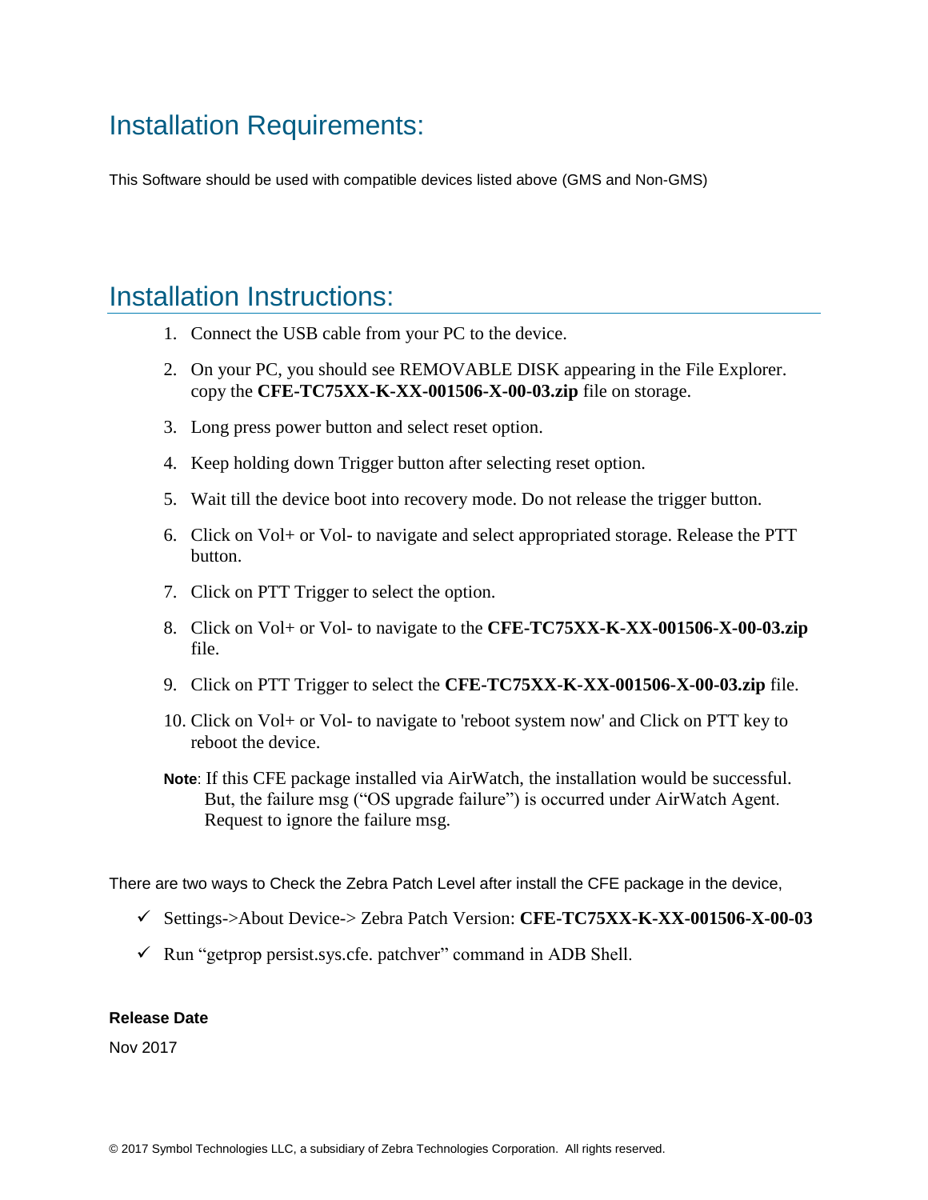## Installation Requirements:

This Software should be used with compatible devices listed above (GMS and Non-GMS)

## Installation Instructions:

1. Connect the USB cable from your PC to the device.
2. On your PC, you should see REMOVABLE DISK appearing in the File Explorer. copy the **CFE-TC75XX-K-XX-001506-X-00-03.zip** file on storage.
3. Long press power button and select reset option.
4. Keep holding down Trigger button after selecting reset option.
5. Wait till the device boot into recovery mode. Do not release the trigger button.
6. Click on Vol+ or Vol- to navigate and select appropriated storage. Release the PTT button.
7. Click on PTT Trigger to select the option.
8. Click on Vol+ or Vol- to navigate to the **CFE-TC75XX-K-XX-001506-X-00-03.zip** file.
9. Click on PTT Trigger to select the **CFE-TC75XX-K-XX-001506-X-00-03.zip** file.
10. Click on Vol+ or Vol- to navigate to 'reboot system now' and Click on PTT key to reboot the device.

**Note**: If this CFE package installed via AirWatch, the installation would be successful. But, the failure msg ("OS upgrade failure") is occurred under AirWatch Agent. Request to ignore the failure msg.

There are two ways to Check the Zebra Patch Level after install the CFE package in the device,

- ✓ Settings->About Device-> Zebra Patch Version: **CFE-TC75XX-K-XX-001506-X-00-03**
- ✓ Run "getprop persist.sys.cfe. patchver" command in ADB Shell.

**Release Date**

Nov 2017

© 2017 Symbol Technologies LLC, a subsidiary of Zebra Technologies Corporation. All rights reserved.